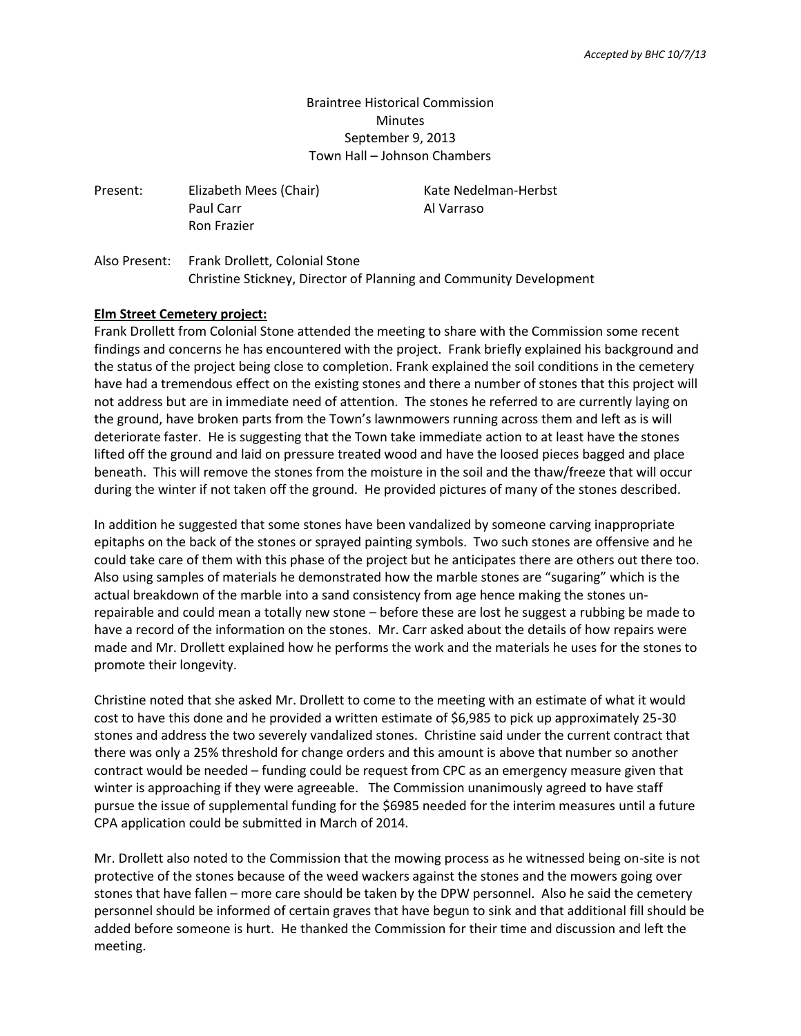*Accepted by BHC 10/7/13*

Braintree Historical Commission
Minutes
September 9, 2013
Town Hall – Johnson Chambers

| Present: | Elizabeth Mees (Chair) | Kate Nedelman-Herbst |
|---|---|---|
| | Paul Carr | Al Varraso |
| | Ron Frazier | |

Also Present: Frank Drollett, Colonial Stone
Christine Stickney, Director of Planning and Community Development

**Elm Street Cemetery project:**

Frank Drollett from Colonial Stone attended the meeting to share with the Commission some recent findings and concerns he has encountered with the project. Frank briefly explained his background and the status of the project being close to completion. Frank explained the soil conditions in the cemetery have had a tremendous effect on the existing stones and there a number of stones that this project will not address but are in immediate need of attention. The stones he referred to are currently laying on the ground, have broken parts from the Town's lawnmowers running across them and left as is will deteriorate faster. He is suggesting that the Town take immediate action to at least have the stones lifted off the ground and laid on pressure treated wood and have the loosed pieces bagged and place beneath. This will remove the stones from the moisture in the soil and the thaw/freeze that will occur during the winter if not taken off the ground. He provided pictures of many of the stones described.

In addition he suggested that some stones have been vandalized by someone carving inappropriate epitaphs on the back of the stones or sprayed painting symbols. Two such stones are offensive and he could take care of them with this phase of the project but he anticipates there are others out there too. Also using samples of materials he demonstrated how the marble stones are "sugaring" which is the actual breakdown of the marble into a sand consistency from age hence making the stones un-repairable and could mean a totally new stone – before these are lost he suggest a rubbing be made to have a record of the information on the stones. Mr. Carr asked about the details of how repairs were made and Mr. Drollett explained how he performs the work and the materials he uses for the stones to promote their longevity.

Christine noted that she asked Mr. Drollett to come to the meeting with an estimate of what it would cost to have this done and he provided a written estimate of $6,985 to pick up approximately 25-30 stones and address the two severely vandalized stones. Christine said under the current contract that there was only a 25% threshold for change orders and this amount is above that number so another contract would be needed – funding could be request from CPC as an emergency measure given that winter is approaching if they were agreeable. The Commission unanimously agreed to have staff pursue the issue of supplemental funding for the $6985 needed for the interim measures until a future CPA application could be submitted in March of 2014.

Mr. Drollett also noted to the Commission that the mowing process as he witnessed being on-site is not protective of the stones because of the weed wackers against the stones and the mowers going over stones that have fallen – more care should be taken by the DPW personnel. Also he said the cemetery personnel should be informed of certain graves that have begun to sink and that additional fill should be added before someone is hurt. He thanked the Commission for their time and discussion and left the meeting.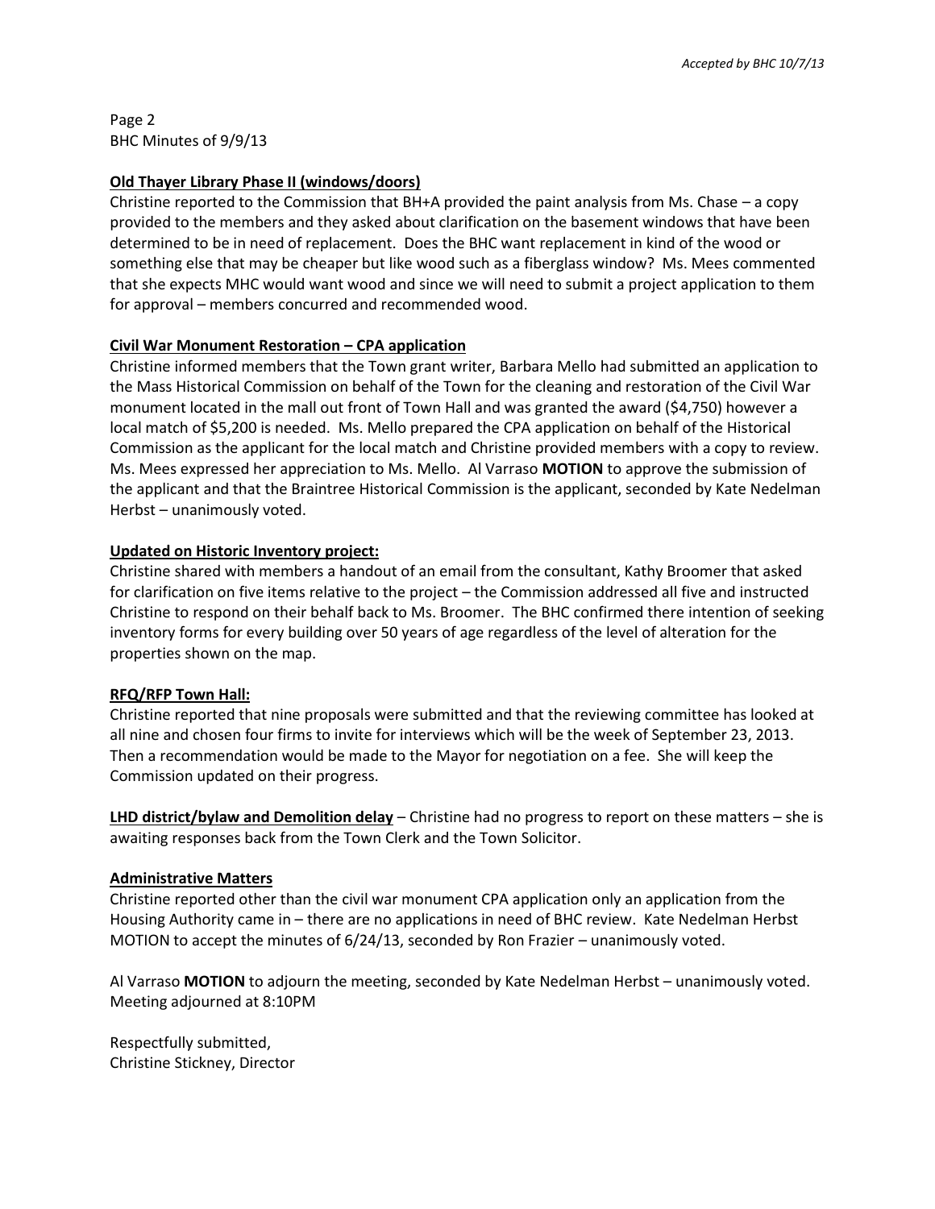*Accepted by BHC 10/7/13*

Page 2
BHC Minutes of 9/9/13

**Old Thayer Library Phase II (windows/doors)**

Christine reported to the Commission that BH+A provided the paint analysis from Ms. Chase – a copy provided to the members and they asked about clarification on the basement windows that have been determined to be in need of replacement. Does the BHC want replacement in kind of the wood or something else that may be cheaper but like wood such as a fiberglass window? Ms. Mees commented that she expects MHC would want wood and since we will need to submit a project application to them for approval – members concurred and recommended wood.

**Civil War Monument Restoration – CPA application**

Christine informed members that the Town grant writer, Barbara Mello had submitted an application to the Mass Historical Commission on behalf of the Town for the cleaning and restoration of the Civil War monument located in the mall out front of Town Hall and was granted the award ($4,750) however a local match of $5,200 is needed. Ms. Mello prepared the CPA application on behalf of the Historical Commission as the applicant for the local match and Christine provided members with a copy to review. Ms. Mees expressed her appreciation to Ms. Mello. Al Varraso **MOTION** to approve the submission of the applicant and that the Braintree Historical Commission is the applicant, seconded by Kate Nedelman Herbst – unanimously voted.

**Updated on Historic Inventory project:**

Christine shared with members a handout of an email from the consultant, Kathy Broomer that asked for clarification on five items relative to the project – the Commission addressed all five and instructed Christine to respond on their behalf back to Ms. Broomer. The BHC confirmed there intention of seeking inventory forms for every building over 50 years of age regardless of the level of alteration for the properties shown on the map.

**RFQ/RFP Town Hall:**

Christine reported that nine proposals were submitted and that the reviewing committee has looked at all nine and chosen four firms to invite for interviews which will be the week of September 23, 2013. Then a recommendation would be made to the Mayor for negotiation on a fee. She will keep the Commission updated on their progress.

**LHD district/bylaw and Demolition delay** – Christine had no progress to report on these matters – she is awaiting responses back from the Town Clerk and the Town Solicitor.

**Administrative Matters**

Christine reported other than the civil war monument CPA application only an application from the Housing Authority came in – there are no applications in need of BHC review. Kate Nedelman Herbst MOTION to accept the minutes of 6/24/13, seconded by Ron Frazier – unanimously voted.

Al Varraso **MOTION** to adjourn the meeting, seconded by Kate Nedelman Herbst – unanimously voted. Meeting adjourned at 8:10PM

Respectfully submitted,
Christine Stickney, Director